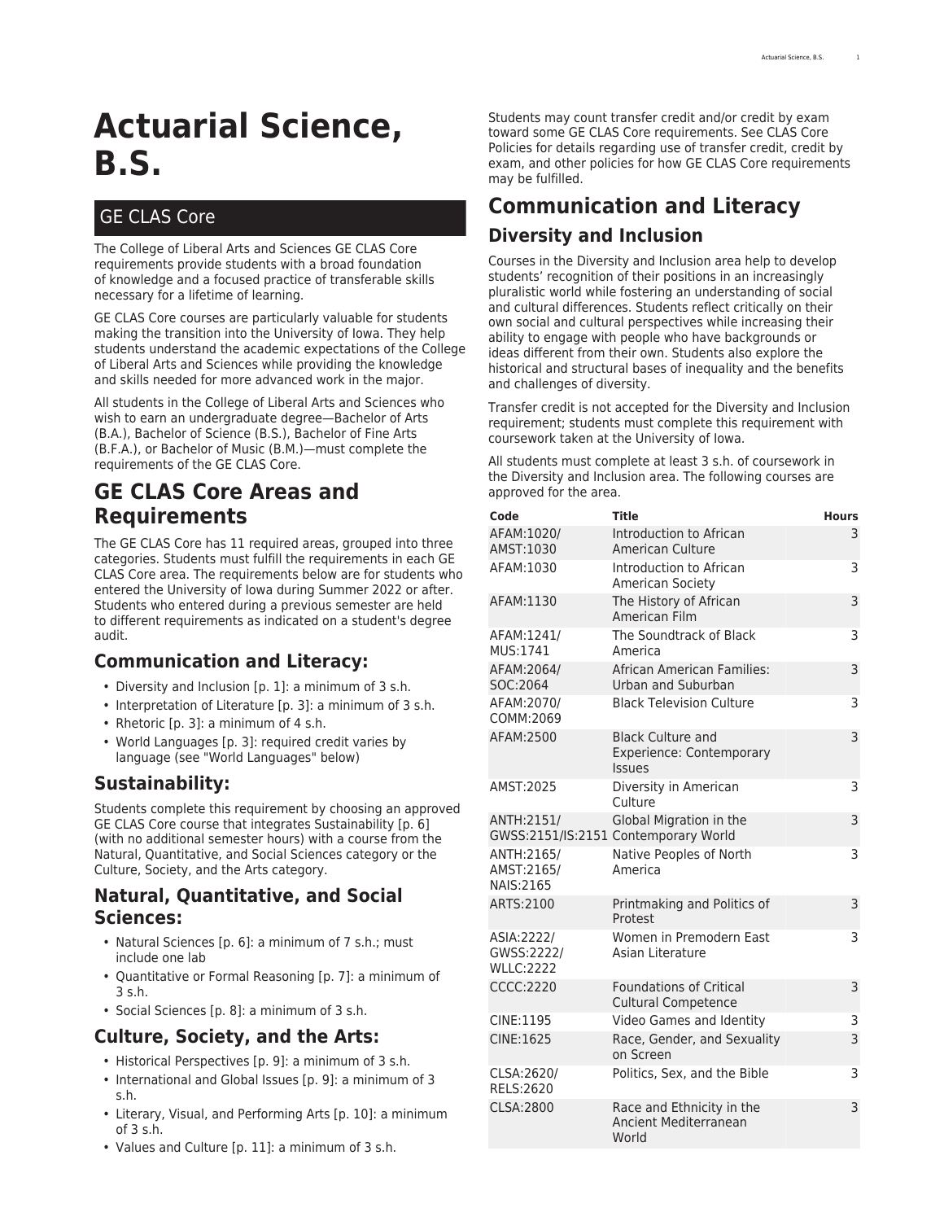# Actuarial Science, B.S.

## GE CLAS Core

The College of Liberal Arts and Sciences GE CLAS Core requirements provide students with a broad foundation of knowledge and a focused practice of transferable skills necessary for a lifetime of learning.

GE CLAS Core courses are particularly valuable for students making the transition into the University of Iowa. They help students understand the academic expectations of the College of Liberal Arts and Sciences while providing the knowledge and skills needed for more advanced work in the major.

All students in the College of Liberal Arts and Sciences who wish to earn an undergraduate degree—Bachelor of Arts (B.A.), Bachelor of Science (B.S.), Bachelor of Fine Arts (B.F.A.), or Bachelor of Music (B.M.)—must complete the requirements of the GE CLAS Core.

## GE CLAS Core Areas and Requirements

The GE CLAS Core has 11 required areas, grouped into three categories. Students must fulfill the requirements in each GE CLAS Core area. The requirements below are for students who entered the University of Iowa during Summer 2022 or after. Students who entered during a previous semester are held to different requirements as indicated on a student's degree audit.

### Communication and Literacy:

- Diversity and Inclusion [p. 1]: a minimum of 3 s.h.
- Interpretation of Literature [p. 3]: a minimum of 3 s.h.
- Rhetoric [p. 3]: a minimum of 4 s.h.
- World Languages [p. 3]: required credit varies by language (see "World Languages" below)

### Sustainability:

Students complete this requirement by choosing an approved GE CLAS Core course that integrates Sustainability [p. 6] (with no additional semester hours) with a course from the Natural, Quantitative, and Social Sciences category or the Culture, Society, and the Arts category.

### Natural, Quantitative, and Social Sciences:

- Natural Sciences [p. 6]: a minimum of 7 s.h.; must include one lab
- Quantitative or Formal Reasoning [p. 7]: a minimum of 3 s.h.
- Social Sciences [p. 8]: a minimum of 3 s.h.

### Culture, Society, and the Arts:

- Historical Perspectives [p. 9]: a minimum of 3 s.h.
- International and Global Issues [p. 9]: a minimum of 3 s.h.
- Literary, Visual, and Performing Arts [p. 10]: a minimum of 3 s.h.
- Values and Culture [p. 11]: a minimum of 3 s.h.

Students may count transfer credit and/or credit by exam toward some GE CLAS Core requirements. See CLAS Core Policies for details regarding use of transfer credit, credit by exam, and other policies for how GE CLAS Core requirements may be fulfilled.

## Communication and Literacy

### Diversity and Inclusion

Courses in the Diversity and Inclusion area help to develop students' recognition of their positions in an increasingly pluralistic world while fostering an understanding of social and cultural differences. Students reflect critically on their own social and cultural perspectives while increasing their ability to engage with people who have backgrounds or ideas different from their own. Students also explore the historical and structural bases of inequality and the benefits and challenges of diversity.

Transfer credit is not accepted for the Diversity and Inclusion requirement; students must complete this requirement with coursework taken at the University of Iowa.

All students must complete at least 3 s.h. of coursework in the Diversity and Inclusion area. The following courses are approved for the area.

| Code | Title | Hours |
|---|---|---|
| AFAM:1020/ AMST:1030 | Introduction to African American Culture | 3 |
| AFAM:1030 | Introduction to African American Society | 3 |
| AFAM:1130 | The History of African American Film | 3 |
| AFAM:1241/ MUS:1741 | The Soundtrack of Black America | 3 |
| AFAM:2064/ SOC:2064 | African American Families: Urban and Suburban | 3 |
| AFAM:2070/ COMM:2069 | Black Television Culture | 3 |
| AFAM:2500 | Black Culture and Experience: Contemporary Issues | 3 |
| AMST:2025 | Diversity in American Culture | 3 |
| ANTH:2151/ GWSS:2151/IS:2151 | Global Migration in the Contemporary World | 3 |
| ANTH:2165/ AMST:2165/ NAIS:2165 | Native Peoples of North America | 3 |
| ARTS:2100 | Printmaking and Politics of Protest | 3 |
| ASIA:2222/ GWSS:2222/ WLLC:2222 | Women in Premodern East Asian Literature | 3 |
| CCCC:2220 | Foundations of Critical Cultural Competence | 3 |
| CINE:1195 | Video Games and Identity | 3 |
| CINE:1625 | Race, Gender, and Sexuality on Screen | 3 |
| CLSA:2620/ RELS:2620 | Politics, Sex, and the Bible | 3 |
| CLSA:2800 | Race and Ethnicity in the Ancient Mediterranean World | 3 |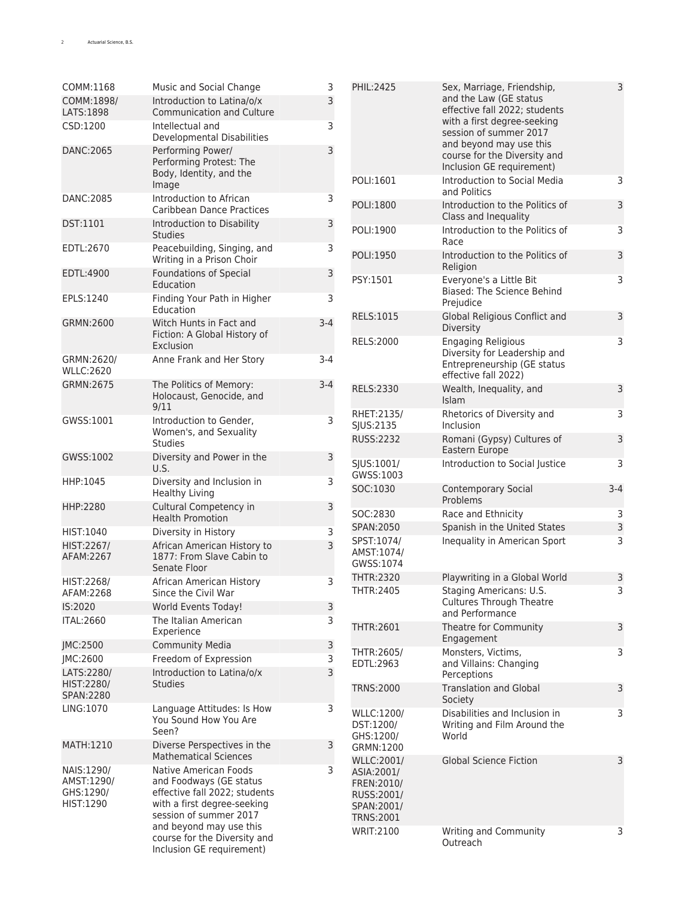| | | |
|---|---|---|
| COMM:1168 | Music and Social Change | 3 |
| COMM:1898/ LATS:1898 | Introduction to Latina/o/x Communication and Culture | 3 |
| CSD:1200 | Intellectual and Developmental Disabilities | 3 |
| DANC:2065 | Performing Power/ Performing Protest: The Body, Identity, and the Image | 3 |
| DANC:2085 | Introduction to African Caribbean Dance Practices | 3 |
| DST:1101 | Introduction to Disability Studies | 3 |
| EDTL:2670 | Peacebuilding, Singing, and Writing in a Prison Choir | 3 |
| EDTL:4900 | Foundations of Special Education | 3 |
| EPLS:1240 | Finding Your Path in Higher Education | 3 |
| GRMN:2600 | Witch Hunts in Fact and Fiction: A Global History of Exclusion | 3-4 |
| GRMN:2620/ WLLC:2620 | Anne Frank and Her Story | 3-4 |
| GRMN:2675 | The Politics of Memory: Holocaust, Genocide, and 9/11 | 3-4 |
| GWSS:1001 | Introduction to Gender, Women's, and Sexuality Studies | 3 |
| GWSS:1002 | Diversity and Power in the U.S. | 3 |
| HHP:1045 | Diversity and Inclusion in Healthy Living | 3 |
| HHP:2280 | Cultural Competency in Health Promotion | 3 |
| HIST:1040 | Diversity in History | 3 |
| HIST:2267/ AFAM:2267 | African American History to 1877: From Slave Cabin to Senate Floor | 3 |
| HIST:2268/ AFAM:2268 | African American History Since the Civil War | 3 |
| IS:2020 | World Events Today! | 3 |
| ITAL:2660 | The Italian American Experience | 3 |
| JMC:2500 | Community Media | 3 |
| JMC:2600 | Freedom of Expression | 3 |
| LATS:2280/ HIST:2280/ SPAN:2280 | Introduction to Latina/o/x Studies | 3 |
| LING:1070 | Language Attitudes: Is How You Sound How You Are Seen? | 3 |
| MATH:1210 | Diverse Perspectives in the Mathematical Sciences | 3 |
| NAIS:1290/ AMST:1290/ GHS:1290/ HIST:1290 | Native American Foods and Foodways (GE status effective fall 2022; students with a first degree-seeking session of summer 2017 and beyond may use this course for the Diversity and Inclusion GE requirement) | 3 |
| PHIL:2425 | Sex, Marriage, Friendship, and the Law (GE status effective fall 2022; students with a first degree-seeking session of summer 2017 and beyond may use this course for the Diversity and Inclusion GE requirement) | 3 |
| POLI:1601 | Introduction to Social Media and Politics | 3 |
| POLI:1800 | Introduction to the Politics of Class and Inequality | 3 |
| POLI:1900 | Introduction to the Politics of Race | 3 |
| POLI:1950 | Introduction to the Politics of Religion | 3 |
| PSY:1501 | Everyone's a Little Bit Biased: The Science Behind Prejudice | 3 |
| RELS:1015 | Global Religious Conflict and Diversity | 3 |
| RELS:2000 | Engaging Religious Diversity for Leadership and Entrepreneurship (GE status effective fall 2022) | 3 |
| RELS:2330 | Wealth, Inequality, and Islam | 3 |
| RHET:2135/ SJUS:2135 | Rhetorics of Diversity and Inclusion | 3 |
| RUSS:2232 | Romani (Gypsy) Cultures of Eastern Europe | 3 |
| SJUS:1001/ GWSS:1003 | Introduction to Social Justice | 3 |
| SOC:1030 | Contemporary Social Problems | 3-4 |
| SOC:2830 | Race and Ethnicity | 3 |
| SPAN:2050 | Spanish in the United States | 3 |
| SPST:1074/ AMST:1074/ GWSS:1074 | Inequality in American Sport | 3 |
| THTR:2320 | Playwriting in a Global World | 3 |
| THTR:2405 | Staging Americans: U.S. Cultures Through Theatre and Performance | 3 |
| THTR:2601 | Theatre for Community Engagement | 3 |
| THTR:2605/ EDTL:2963 | Monsters, Victims, and Villains: Changing Perceptions | 3 |
| TRNS:2000 | Translation and Global Society | 3 |
| WLLC:1200/ DST:1200/ GHS:1200/ GRMN:1200 | Disabilities and Inclusion in Writing and Film Around the World | 3 |
| WLLC:2001/ ASIA:2001/ FREN:2010/ RUSS:2001/ SPAN:2001/ TRNS:2001 | Global Science Fiction | 3 |
| WRIT:2100 | Writing and Community Outreach | 3 |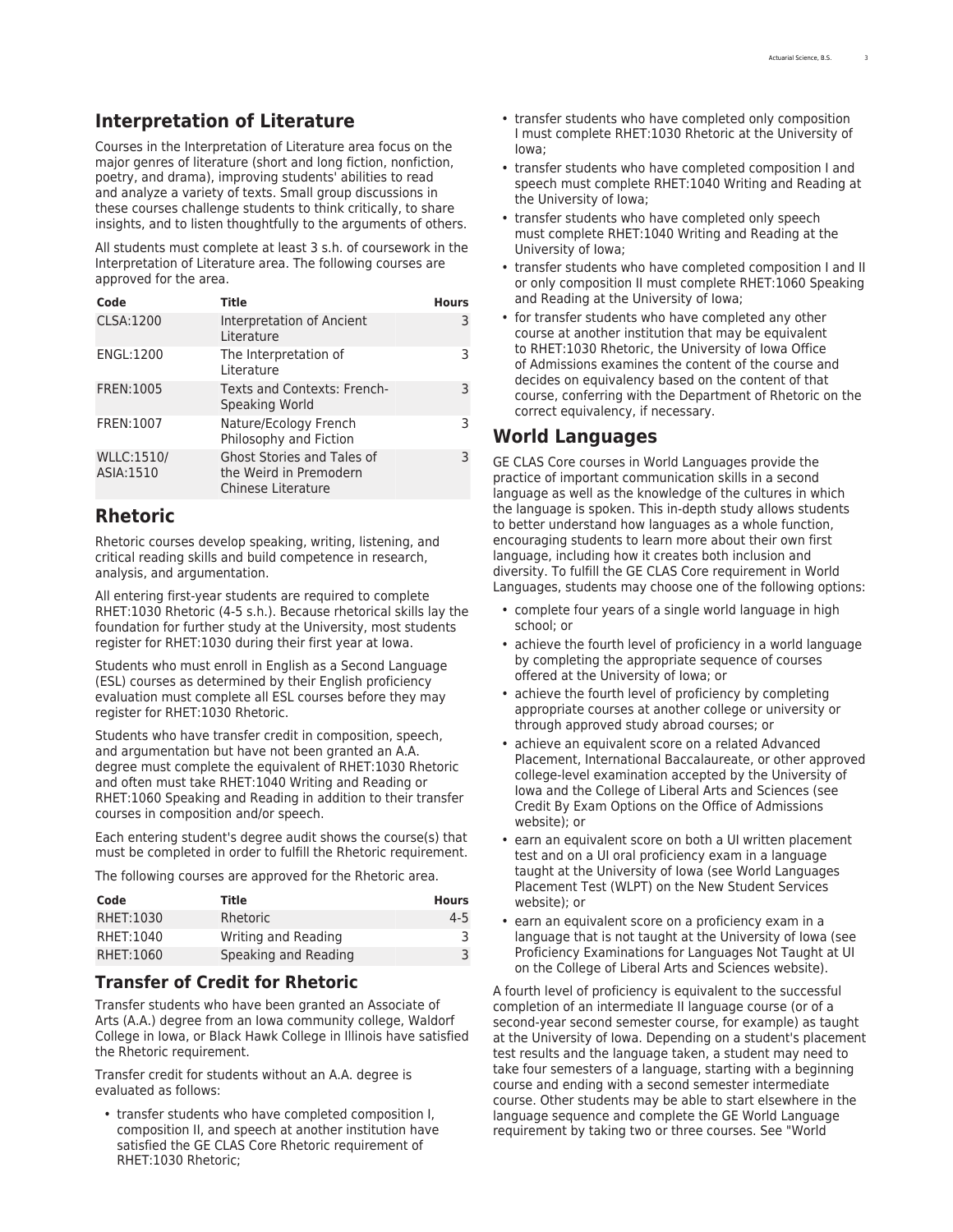## Interpretation of Literature

Courses in the Interpretation of Literature area focus on the major genres of literature (short and long fiction, nonfiction, poetry, and drama), improving students' abilities to read and analyze a variety of texts. Small group discussions in these courses challenge students to think critically, to share insights, and to listen thoughtfully to the arguments of others.

All students must complete at least 3 s.h. of coursework in the Interpretation of Literature area. The following courses are approved for the area.

| Code | Title | Hours |
|---|---|---|
| CLSA:1200 | Interpretation of Ancient Literature | 3 |
| ENGL:1200 | The Interpretation of Literature | 3 |
| FREN:1005 | Texts and Contexts: French-Speaking World | 3 |
| FREN:1007 | Nature/Ecology French Philosophy and Fiction | 3 |
| WLLC:1510/ASIA:1510 | Ghost Stories and Tales of the Weird in Premodern Chinese Literature | 3 |

## Rhetoric

Rhetoric courses develop speaking, writing, listening, and critical reading skills and build competence in research, analysis, and argumentation.

All entering first-year students are required to complete RHET:1030 Rhetoric (4-5 s.h.). Because rhetorical skills lay the foundation for further study at the University, most students register for RHET:1030 during their first year at Iowa.

Students who must enroll in English as a Second Language (ESL) courses as determined by their English proficiency evaluation must complete all ESL courses before they may register for RHET:1030 Rhetoric.

Students who have transfer credit in composition, speech, and argumentation but have not been granted an A.A. degree must complete the equivalent of RHET:1030 Rhetoric and often must take RHET:1040 Writing and Reading or RHET:1060 Speaking and Reading in addition to their transfer courses in composition and/or speech.

Each entering student's degree audit shows the course(s) that must be completed in order to fulfill the Rhetoric requirement.

The following courses are approved for the Rhetoric area.

| Code | Title | Hours |
|---|---|---|
| RHET:1030 | Rhetoric | 4-5 |
| RHET:1040 | Writing and Reading | 3 |
| RHET:1060 | Speaking and Reading | 3 |

### Transfer of Credit for Rhetoric

Transfer students who have been granted an Associate of Arts (A.A.) degree from an Iowa community college, Waldorf College in Iowa, or Black Hawk College in Illinois have satisfied the Rhetoric requirement.

Transfer credit for students without an A.A. degree is evaluated as follows:

- transfer students who have completed composition I, composition II, and speech at another institution have satisfied the GE CLAS Core Rhetoric requirement of RHET:1030 Rhetoric;
- transfer students who have completed only composition I must complete RHET:1030 Rhetoric at the University of Iowa;
- transfer students who have completed composition I and speech must complete RHET:1040 Writing and Reading at the University of Iowa;
- transfer students who have completed only speech must complete RHET:1040 Writing and Reading at the University of Iowa;
- transfer students who have completed composition I and II or only composition II must complete RHET:1060 Speaking and Reading at the University of Iowa;
- for transfer students who have completed any other course at another institution that may be equivalent to RHET:1030 Rhetoric, the University of Iowa Office of Admissions examines the content of the course and decides on equivalency based on the content of that course, conferring with the Department of Rhetoric on the correct equivalency, if necessary.

## World Languages

GE CLAS Core courses in World Languages provide the practice of important communication skills in a second language as well as the knowledge of the cultures in which the language is spoken. This in-depth study allows students to better understand how languages as a whole function, encouraging students to learn more about their own first language, including how it creates both inclusion and diversity. To fulfill the GE CLAS Core requirement in World Languages, students may choose one of the following options:

- complete four years of a single world language in high school; or
- achieve the fourth level of proficiency in a world language by completing the appropriate sequence of courses offered at the University of Iowa; or
- achieve the fourth level of proficiency by completing appropriate courses at another college or university or through approved study abroad courses; or
- achieve an equivalent score on a related Advanced Placement, International Baccalaureate, or other approved college-level examination accepted by the University of Iowa and the College of Liberal Arts and Sciences (see Credit By Exam Options on the Office of Admissions website); or
- earn an equivalent score on both a UI written placement test and on a UI oral proficiency exam in a language taught at the University of Iowa (see World Languages Placement Test (WLPT) on the New Student Services website); or
- earn an equivalent score on a proficiency exam in a language that is not taught at the University of Iowa (see Proficiency Examinations for Languages Not Taught at UI on the College of Liberal Arts and Sciences website).

A fourth level of proficiency is equivalent to the successful completion of an intermediate II language course (or of a second-year second semester course, for example) as taught at the University of Iowa. Depending on a student's placement test results and the language taken, a student may need to take four semesters of a language, starting with a beginning course and ending with a second semester intermediate course. Other students may be able to start elsewhere in the language sequence and complete the GE World Language requirement by taking two or three courses. See "World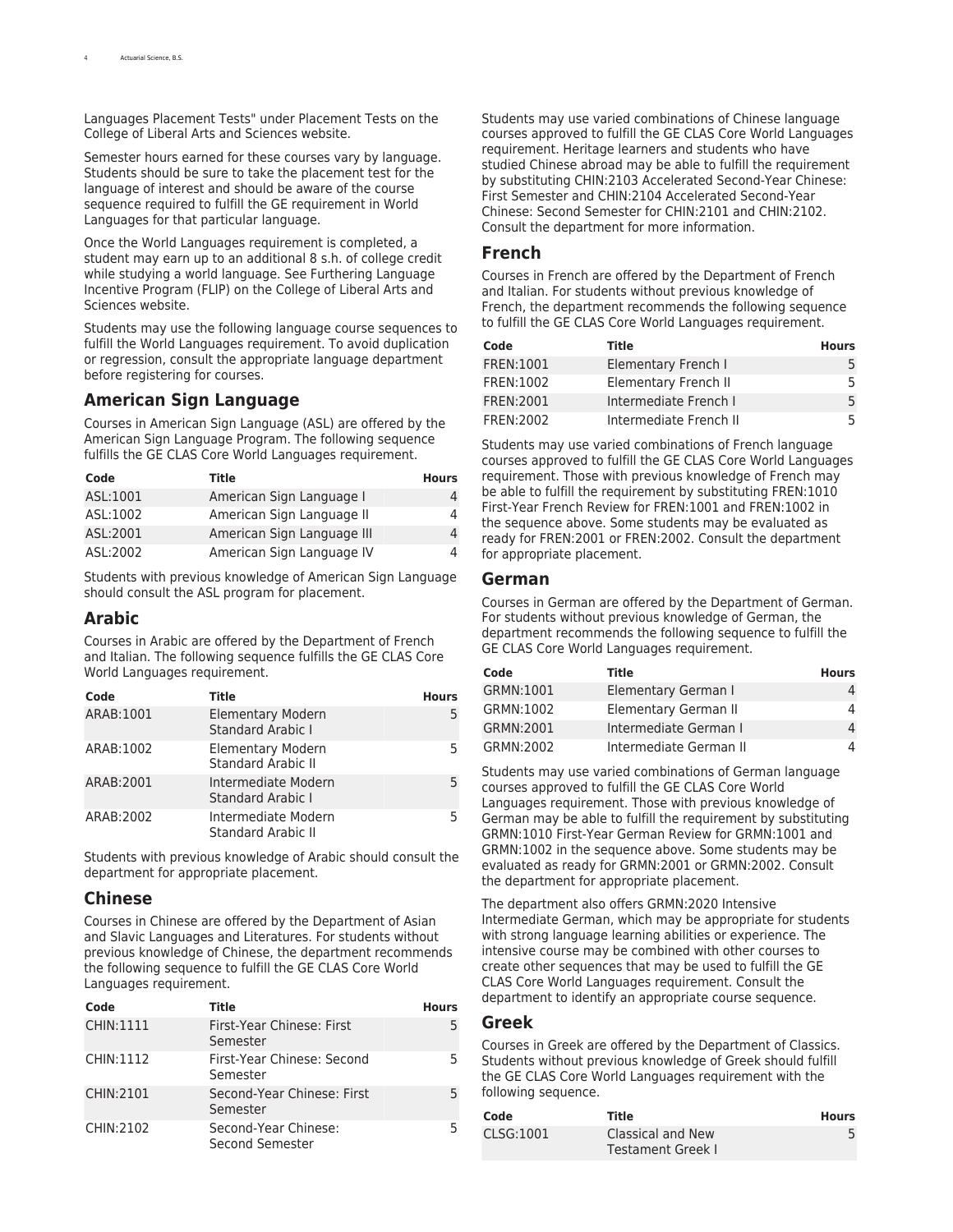Languages Placement Tests" under Placement Tests on the College of Liberal Arts and Sciences website.

Semester hours earned for these courses vary by language. Students should be sure to take the placement test for the language of interest and should be aware of the course sequence required to fulfill the GE requirement in World Languages for that particular language.

Once the World Languages requirement is completed, a student may earn up to an additional 8 s.h. of college credit while studying a world language. See Furthering Language Incentive Program (FLIP) on the College of Liberal Arts and Sciences website.

Students may use the following language course sequences to fulfill the World Languages requirement. To avoid duplication or regression, consult the appropriate language department before registering for courses.

## American Sign Language

Courses in American Sign Language (ASL) are offered by the American Sign Language Program. The following sequence fulfills the GE CLAS Core World Languages requirement.

| Code | Title | Hours |
|---|---|---|
| ASL:1001 | American Sign Language I | 4 |
| ASL:1002 | American Sign Language II | 4 |
| ASL:2001 | American Sign Language III | 4 |
| ASL:2002 | American Sign Language IV | 4 |

Students with previous knowledge of American Sign Language should consult the ASL program for placement.

## Arabic

Courses in Arabic are offered by the Department of French and Italian. The following sequence fulfills the GE CLAS Core World Languages requirement.

| Code | Title | Hours |
|---|---|---|
| ARAB:1001 | Elementary Modern Standard Arabic I | 5 |
| ARAB:1002 | Elementary Modern Standard Arabic II | 5 |
| ARAB:2001 | Intermediate Modern Standard Arabic I | 5 |
| ARAB:2002 | Intermediate Modern Standard Arabic II | 5 |

Students with previous knowledge of Arabic should consult the department for appropriate placement.

## Chinese

Courses in Chinese are offered by the Department of Asian and Slavic Languages and Literatures. For students without previous knowledge of Chinese, the department recommends the following sequence to fulfill the GE CLAS Core World Languages requirement.

| Code | Title | Hours |
|---|---|---|
| CHIN:1111 | First-Year Chinese: First Semester | 5 |
| CHIN:1112 | First-Year Chinese: Second Semester | 5 |
| CHIN:2101 | Second-Year Chinese: First Semester | 5 |
| CHIN:2102 | Second-Year Chinese: Second Semester | 5 |

Students may use varied combinations of Chinese language courses approved to fulfill the GE CLAS Core World Languages requirement. Heritage learners and students who have studied Chinese abroad may be able to fulfill the requirement by substituting CHIN:2103 Accelerated Second-Year Chinese: First Semester and CHIN:2104 Accelerated Second-Year Chinese: Second Semester for CHIN:2101 and CHIN:2102. Consult the department for more information.

## French

Courses in French are offered by the Department of French and Italian. For students without previous knowledge of French, the department recommends the following sequence to fulfill the GE CLAS Core World Languages requirement.

| Code | Title | Hours |
|---|---|---|
| FREN:1001 | Elementary French I | 5 |
| FREN:1002 | Elementary French II | 5 |
| FREN:2001 | Intermediate French I | 5 |
| FREN:2002 | Intermediate French II | 5 |

Students may use varied combinations of French language courses approved to fulfill the GE CLAS Core World Languages requirement. Those with previous knowledge of French may be able to fulfill the requirement by substituting FREN:1010 First-Year French Review for FREN:1001 and FREN:1002 in the sequence above. Some students may be evaluated as ready for FREN:2001 or FREN:2002. Consult the department for appropriate placement.

## German

Courses in German are offered by the Department of German. For students without previous knowledge of German, the department recommends the following sequence to fulfill the GE CLAS Core World Languages requirement.

| Code | Title | Hours |
|---|---|---|
| GRMN:1001 | Elementary German I | 4 |
| GRMN:1002 | Elementary German II | 4 |
| GRMN:2001 | Intermediate German I | 4 |
| GRMN:2002 | Intermediate German II | 4 |

Students may use varied combinations of German language courses approved to fulfill the GE CLAS Core World Languages requirement. Those with previous knowledge of German may be able to fulfill the requirement by substituting GRMN:1010 First-Year German Review for GRMN:1001 and GRMN:1002 in the sequence above. Some students may be evaluated as ready for GRMN:2001 or GRMN:2002. Consult the department for appropriate placement.

The department also offers GRMN:2020 Intensive Intermediate German, which may be appropriate for students with strong language learning abilities or experience. The intensive course may be combined with other courses to create other sequences that may be used to fulfill the GE CLAS Core World Languages requirement. Consult the department to identify an appropriate course sequence.

## Greek

Courses in Greek are offered by the Department of Classics. Students without previous knowledge of Greek should fulfill the GE CLAS Core World Languages requirement with the following sequence.

| Code | Title | Hours |
|---|---|---|
| CLSG:1001 | Classical and New Testament Greek I | 5 |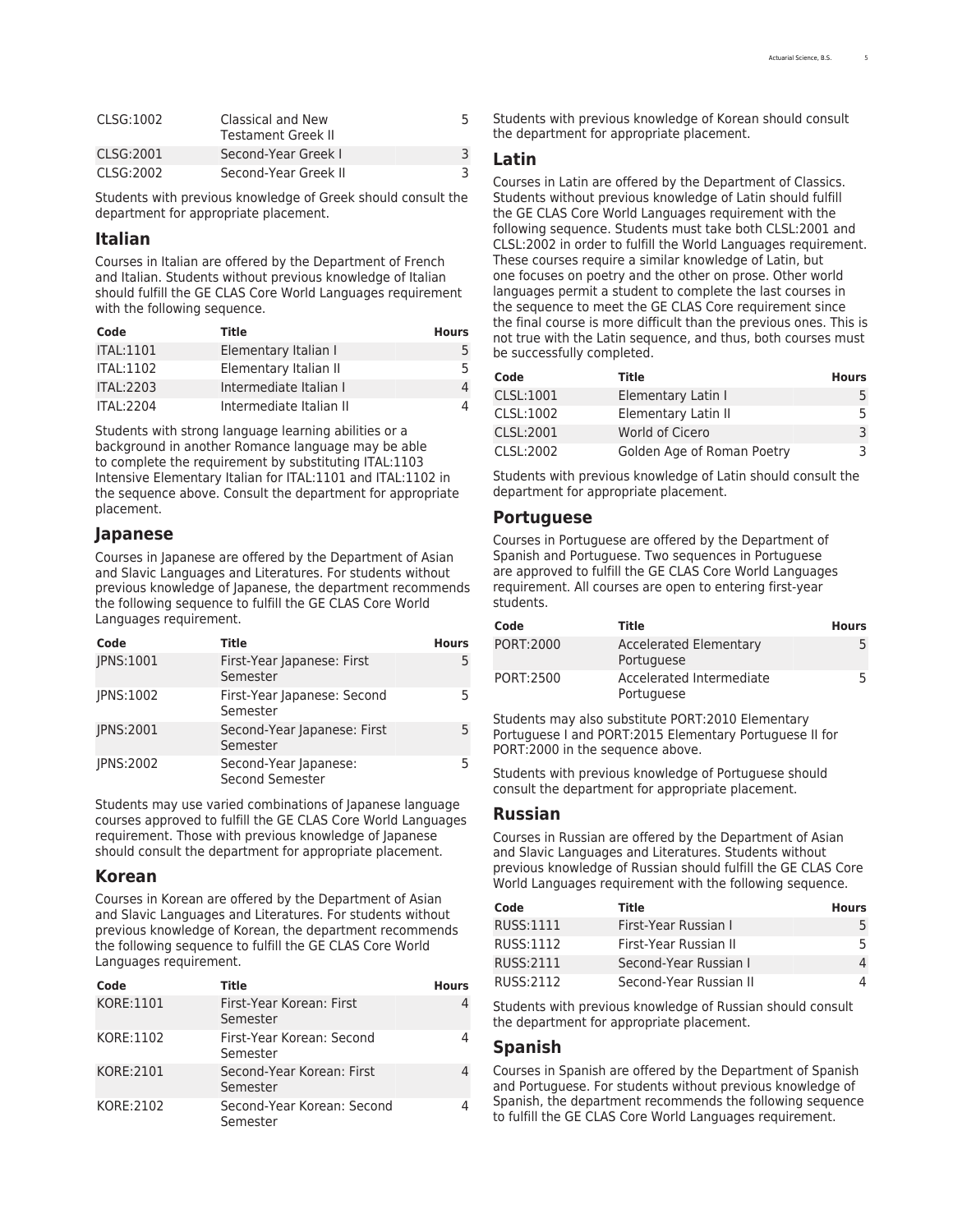| Code | Title | Hours |
| --- | --- | --- |
| CLSG:1002 | Classical and New Testament Greek II | 5 |
| CLSG:2001 | Second-Year Greek I | 3 |
| CLSG:2002 | Second-Year Greek II | 3 |

Students with previous knowledge of Greek should consult the department for appropriate placement.

## Italian

Courses in Italian are offered by the Department of French and Italian. Students without previous knowledge of Italian should fulfill the GE CLAS Core World Languages requirement with the following sequence.

| Code | Title | Hours |
| --- | --- | --- |
| ITAL:1101 | Elementary Italian I | 5 |
| ITAL:1102 | Elementary Italian II | 5 |
| ITAL:2203 | Intermediate Italian I | 4 |
| ITAL:2204 | Intermediate Italian II | 4 |

Students with strong language learning abilities or a background in another Romance language may be able to complete the requirement by substituting ITAL:1103 Intensive Elementary Italian for ITAL:1101 and ITAL:1102 in the sequence above. Consult the department for appropriate placement.

## Japanese

Courses in Japanese are offered by the Department of Asian and Slavic Languages and Literatures. For students without previous knowledge of Japanese, the department recommends the following sequence to fulfill the GE CLAS Core World Languages requirement.

| Code | Title | Hours |
| --- | --- | --- |
| JPNS:1001 | First-Year Japanese: First Semester | 5 |
| JPNS:1002 | First-Year Japanese: Second Semester | 5 |
| JPNS:2001 | Second-Year Japanese: First Semester | 5 |
| JPNS:2002 | Second-Year Japanese: Second Semester | 5 |

Students may use varied combinations of Japanese language courses approved to fulfill the GE CLAS Core World Languages requirement. Those with previous knowledge of Japanese should consult the department for appropriate placement.

## Korean

Courses in Korean are offered by the Department of Asian and Slavic Languages and Literatures. For students without previous knowledge of Korean, the department recommends the following sequence to fulfill the GE CLAS Core World Languages requirement.

| Code | Title | Hours |
| --- | --- | --- |
| KORE:1101 | First-Year Korean: First Semester | 4 |
| KORE:1102 | First-Year Korean: Second Semester | 4 |
| KORE:2101 | Second-Year Korean: First Semester | 4 |
| KORE:2102 | Second-Year Korean: Second Semester | 4 |

Students with previous knowledge of Korean should consult the department for appropriate placement.

## Latin

Courses in Latin are offered by the Department of Classics. Students without previous knowledge of Latin should fulfill the GE CLAS Core World Languages requirement with the following sequence. Students must take both CLSL:2001 and CLSL:2002 in order to fulfill the World Languages requirement. These courses require a similar knowledge of Latin, but one focuses on poetry and the other on prose. Other world languages permit a student to complete the last courses in the sequence to meet the GE CLAS Core requirement since the final course is more difficult than the previous ones. This is not true with the Latin sequence, and thus, both courses must be successfully completed.

| Code | Title | Hours |
| --- | --- | --- |
| CLSL:1001 | Elementary Latin I | 5 |
| CLSL:1002 | Elementary Latin II | 5 |
| CLSL:2001 | World of Cicero | 3 |
| CLSL:2002 | Golden Age of Roman Poetry | 3 |

Students with previous knowledge of Latin should consult the department for appropriate placement.

## Portuguese

Courses in Portuguese are offered by the Department of Spanish and Portuguese. Two sequences in Portuguese are approved to fulfill the GE CLAS Core World Languages requirement. All courses are open to entering first-year students.

| Code | Title | Hours |
| --- | --- | --- |
| PORT:2000 | Accelerated Elementary Portuguese | 5 |
| PORT:2500 | Accelerated Intermediate Portuguese | 5 |

Students may also substitute PORT:2010 Elementary Portuguese I and PORT:2015 Elementary Portuguese II for PORT:2000 in the sequence above.

Students with previous knowledge of Portuguese should consult the department for appropriate placement.

## Russian

Courses in Russian are offered by the Department of Asian and Slavic Languages and Literatures. Students without previous knowledge of Russian should fulfill the GE CLAS Core World Languages requirement with the following sequence.

| Code | Title | Hours |
| --- | --- | --- |
| RUSS:1111 | First-Year Russian I | 5 |
| RUSS:1112 | First-Year Russian II | 5 |
| RUSS:2111 | Second-Year Russian I | 4 |
| RUSS:2112 | Second-Year Russian II | 4 |

Students with previous knowledge of Russian should consult the department for appropriate placement.

## Spanish

Courses in Spanish are offered by the Department of Spanish and Portuguese. For students without previous knowledge of Spanish, the department recommends the following sequence to fulfill the GE CLAS Core World Languages requirement.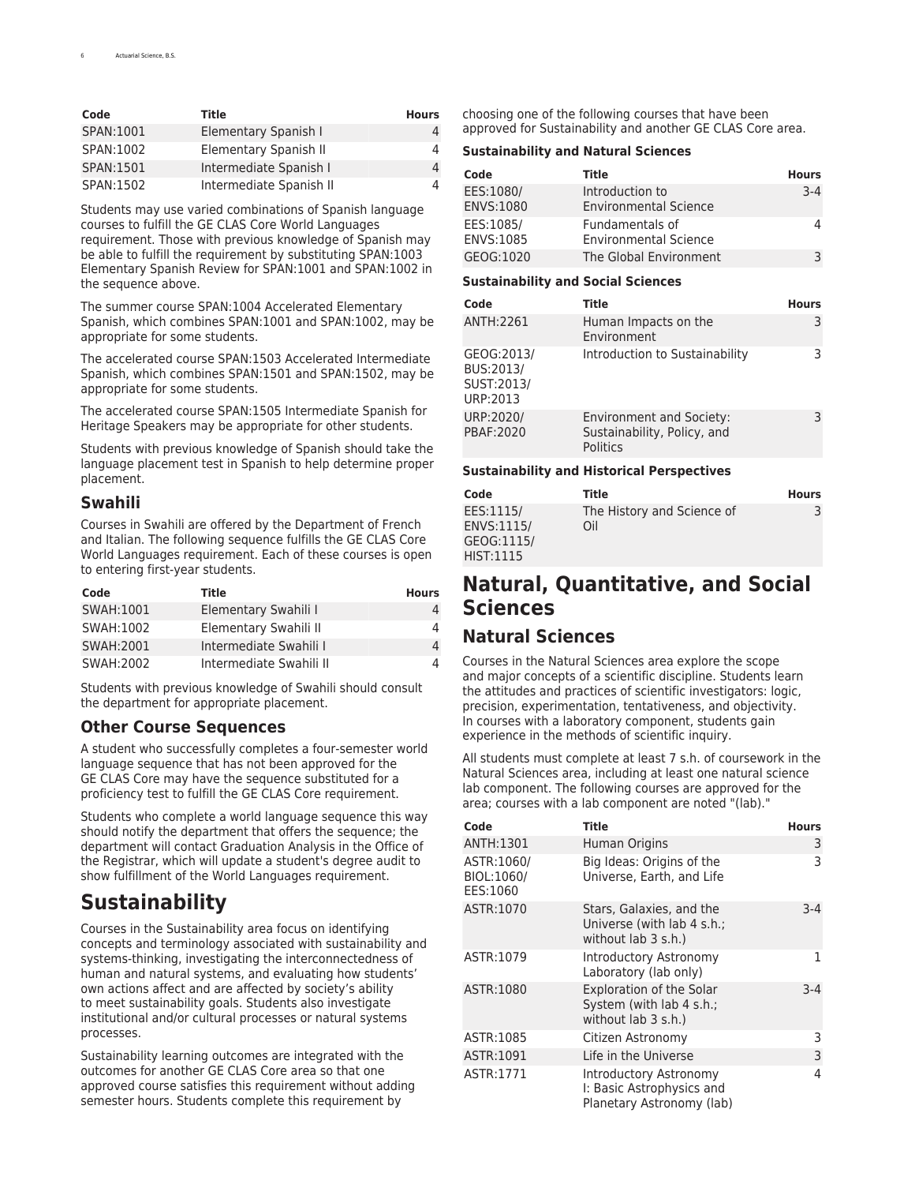| Code | Title | Hours |
| --- | --- | --- |
| SPAN:1001 | Elementary Spanish I | 4 |
| SPAN:1002 | Elementary Spanish II | 4 |
| SPAN:1501 | Intermediate Spanish I | 4 |
| SPAN:1502 | Intermediate Spanish II | 4 |

Students may use varied combinations of Spanish language courses to fulfill the GE CLAS Core World Languages requirement. Those with previous knowledge of Spanish may be able to fulfill the requirement by substituting SPAN:1003 Elementary Spanish Review for SPAN:1001 and SPAN:1002 in the sequence above.

The summer course SPAN:1004 Accelerated Elementary Spanish, which combines SPAN:1001 and SPAN:1002, may be appropriate for some students.

The accelerated course SPAN:1503 Accelerated Intermediate Spanish, which combines SPAN:1501 and SPAN:1502, may be appropriate for some students.

The accelerated course SPAN:1505 Intermediate Spanish for Heritage Speakers may be appropriate for other students.

Students with previous knowledge of Spanish should take the language placement test in Spanish to help determine proper placement.

### Swahili

Courses in Swahili are offered by the Department of French and Italian. The following sequence fulfills the GE CLAS Core World Languages requirement. Each of these courses is open to entering first-year students.

| Code | Title | Hours |
| --- | --- | --- |
| SWAH:1001 | Elementary Swahili I | 4 |
| SWAH:1002 | Elementary Swahili II | 4 |
| SWAH:2001 | Intermediate Swahili I | 4 |
| SWAH:2002 | Intermediate Swahili II | 4 |

Students with previous knowledge of Swahili should consult the department for appropriate placement.

### Other Course Sequences

A student who successfully completes a four-semester world language sequence that has not been approved for the GE CLAS Core may have the sequence substituted for a proficiency test to fulfill the GE CLAS Core requirement.

Students who complete a world language sequence this way should notify the department that offers the sequence; the department will contact Graduation Analysis in the Office of the Registrar, which will update a student's degree audit to show fulfillment of the World Languages requirement.

## Sustainability

Courses in the Sustainability area focus on identifying concepts and terminology associated with sustainability and systems-thinking, investigating the interconnectedness of human and natural systems, and evaluating how students' own actions affect and are affected by society's ability to meet sustainability goals. Students also investigate institutional and/or cultural processes or natural systems processes.

Sustainability learning outcomes are integrated with the outcomes for another GE CLAS Core area so that one approved course satisfies this requirement without adding semester hours. Students complete this requirement by choosing one of the following courses that have been approved for Sustainability and another GE CLAS Core area.

**Sustainability and Natural Sciences**

| Code | Title | Hours |
| --- | --- | --- |
| EES:1080/ ENVS:1080 | Introduction to Environmental Science | 3-4 |
| EES:1085/ ENVS:1085 | Fundamentals of Environmental Science | 4 |
| GEOG:1020 | The Global Environment | 3 |

**Sustainability and Social Sciences**

| Code | Title | Hours |
| --- | --- | --- |
| ANTH:2261 | Human Impacts on the Environment | 3 |
| GEOG:2013/ BUS:2013/ SUST:2013/ URP:2013 | Introduction to Sustainability | 3 |
| URP:2020/ PBAF:2020 | Environment and Society: Sustainability, Policy, and Politics | 3 |

**Sustainability and Historical Perspectives**

| Code | Title | Hours |
| --- | --- | --- |
| EES:1115/ ENVS:1115/ GEOG:1115/ HIST:1115 | The History and Science of Oil | 3 |

## Natural, Quantitative, and Social Sciences

### Natural Sciences

Courses in the Natural Sciences area explore the scope and major concepts of a scientific discipline. Students learn the attitudes and practices of scientific investigators: logic, precision, experimentation, tentativeness, and objectivity. In courses with a laboratory component, students gain experience in the methods of scientific inquiry.

All students must complete at least 7 s.h. of coursework in the Natural Sciences area, including at least one natural science lab component. The following courses are approved for the area; courses with a lab component are noted "(lab)."

| Code | Title | Hours |
| --- | --- | --- |
| ANTH:1301 | Human Origins | 3 |
| ASTR:1060/ BIOL:1060/ EES:1060 | Big Ideas: Origins of the Universe, Earth, and Life | 3 |
| ASTR:1070 | Stars, Galaxies, and the Universe (with lab 4 s.h.; without lab 3 s.h.) | 3-4 |
| ASTR:1079 | Introductory Astronomy Laboratory (lab only) | 1 |
| ASTR:1080 | Exploration of the Solar System (with lab 4 s.h.; without lab 3 s.h.) | 3-4 |
| ASTR:1085 | Citizen Astronomy | 3 |
| ASTR:1091 | Life in the Universe | 3 |
| ASTR:1771 | Introductory Astronomy I: Basic Astrophysics and Planetary Astronomy (lab) | 4 |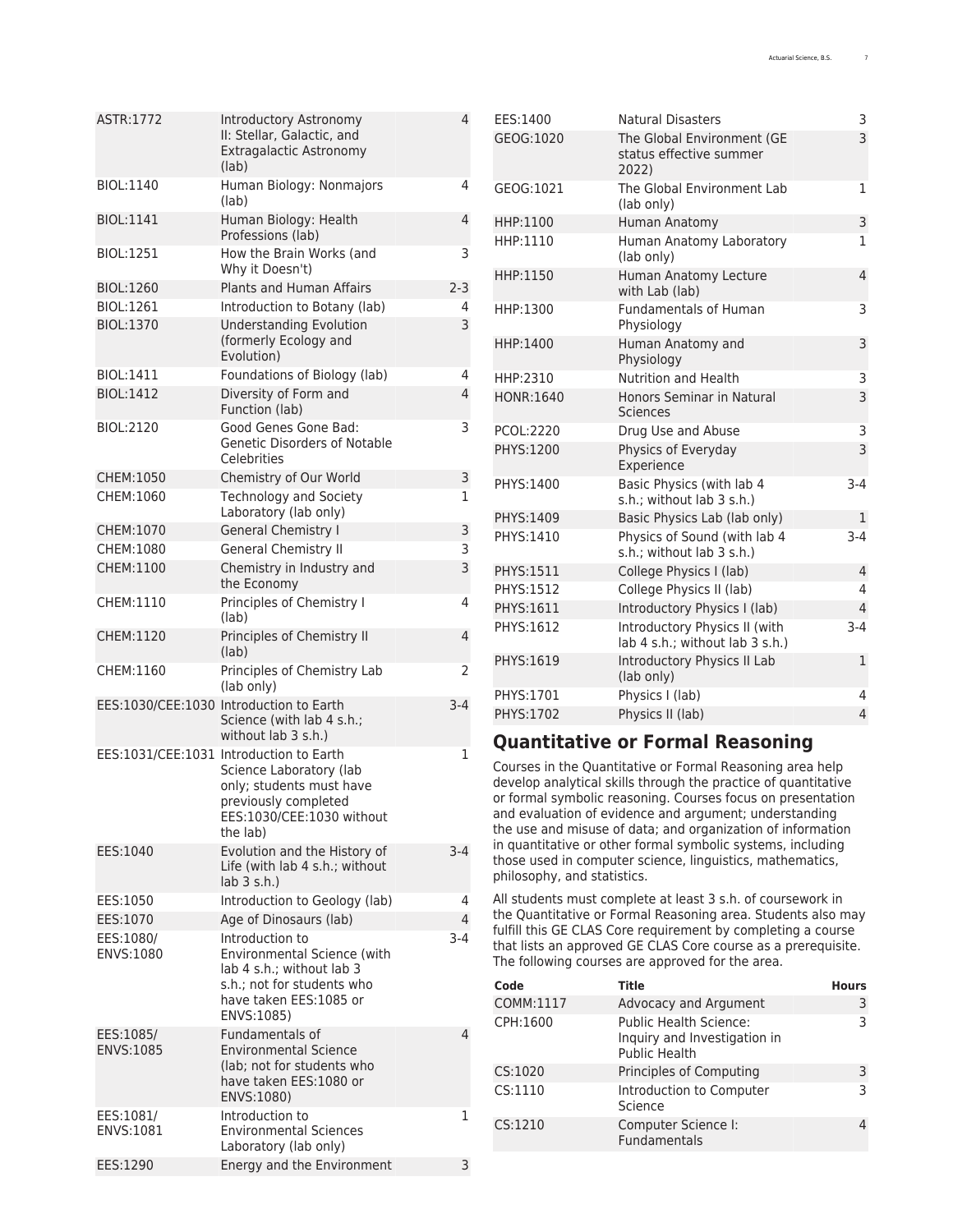| Code | Title | Hours |
| --- | --- | --- |
| ASTR:1772 | Introductory Astronomy II: Stellar, Galactic, and Extragalactic Astronomy (lab) | 4 |
| BIOL:1140 | Human Biology: Nonmajors (lab) | 4 |
| BIOL:1141 | Human Biology: Health Professions (lab) | 4 |
| BIOL:1251 | How the Brain Works (and Why it Doesn't) | 3 |
| BIOL:1260 | Plants and Human Affairs | 2-3 |
| BIOL:1261 | Introduction to Botany (lab) | 4 |
| BIOL:1370 | Understanding Evolution (formerly Ecology and Evolution) | 3 |
| BIOL:1411 | Foundations of Biology (lab) | 4 |
| BIOL:1412 | Diversity of Form and Function (lab) | 4 |
| BIOL:2120 | Good Genes Gone Bad: Genetic Disorders of Notable Celebrities | 3 |
| CHEM:1050 | Chemistry of Our World | 3 |
| CHEM:1060 | Technology and Society Laboratory (lab only) | 1 |
| CHEM:1070 | General Chemistry I | 3 |
| CHEM:1080 | General Chemistry II | 3 |
| CHEM:1100 | Chemistry in Industry and the Economy | 3 |
| CHEM:1110 | Principles of Chemistry I (lab) | 4 |
| CHEM:1120 | Principles of Chemistry II (lab) | 4 |
| CHEM:1160 | Principles of Chemistry Lab (lab only) | 2 |
| EES:1030/CEE:1030 | Introduction to Earth Science (with lab 4 s.h.; without lab 3 s.h.) | 3-4 |
| EES:1031/CEE:1031 | Introduction to Earth Science Laboratory (lab only; students must have previously completed EES:1030/CEE:1030 without the lab) | 1 |
| EES:1040 | Evolution and the History of Life (with lab 4 s.h.; without lab 3 s.h.) | 3-4 |
| EES:1050 | Introduction to Geology (lab) | 4 |
| EES:1070 | Age of Dinosaurs (lab) | 4 |
| EES:1080/ ENVS:1080 | Introduction to Environmental Science (with lab 4 s.h.; without lab 3 s.h.; not for students who have taken EES:1085 or ENVS:1085) | 3-4 |
| EES:1085/ ENVS:1085 | Fundamentals of Environmental Science (lab; not for students who have taken EES:1080 or ENVS:1080) | 4 |
| EES:1081/ ENVS:1081 | Introduction to Environmental Sciences Laboratory (lab only) | 1 |
| EES:1290 | Energy and the Environment | 3 |
| EES:1400 | Natural Disasters | 3 |
| GEOG:1020 | The Global Environment (GE status effective summer 2022) | 3 |
| GEOG:1021 | The Global Environment Lab (lab only) | 1 |
| HHP:1100 | Human Anatomy | 3 |
| HHP:1110 | Human Anatomy Laboratory (lab only) | 1 |
| HHP:1150 | Human Anatomy Lecture with Lab (lab) | 4 |
| HHP:1300 | Fundamentals of Human Physiology | 3 |
| HHP:1400 | Human Anatomy and Physiology | 3 |
| HHP:2310 | Nutrition and Health | 3 |
| HONR:1640 | Honors Seminar in Natural Sciences | 3 |
| PCOL:2220 | Drug Use and Abuse | 3 |
| PHYS:1200 | Physics of Everyday Experience | 3 |
| PHYS:1400 | Basic Physics (with lab 4 s.h.; without lab 3 s.h.) | 3-4 |
| PHYS:1409 | Basic Physics Lab (lab only) | 1 |
| PHYS:1410 | Physics of Sound (with lab 4 s.h.; without lab 3 s.h.) | 3-4 |
| PHYS:1511 | College Physics I (lab) | 4 |
| PHYS:1512 | College Physics II (lab) | 4 |
| PHYS:1611 | Introductory Physics I (lab) | 4 |
| PHYS:1612 | Introductory Physics II (with lab 4 s.h.; without lab 3 s.h.) | 3-4 |
| PHYS:1619 | Introductory Physics II Lab (lab only) | 1 |
| PHYS:1701 | Physics I (lab) | 4 |
| PHYS:1702 | Physics II (lab) | 4 |

## Quantitative or Formal Reasoning

Courses in the Quantitative or Formal Reasoning area help develop analytical skills through the practice of quantitative or formal symbolic reasoning. Courses focus on presentation and evaluation of evidence and argument; understanding the use and misuse of data; and organization of information in quantitative or other formal symbolic systems, including those used in computer science, linguistics, mathematics, philosophy, and statistics.

All students must complete at least 3 s.h. of coursework in the Quantitative or Formal Reasoning area. Students also may fulfill this GE CLAS Core requirement by completing a course that lists an approved GE CLAS Core course as a prerequisite. The following courses are approved for the area.

| Code | Title | Hours |
| --- | --- | --- |
| COMM:1117 | Advocacy and Argument | 3 |
| CPH:1600 | Public Health Science: Inquiry and Investigation in Public Health | 3 |
| CS:1020 | Principles of Computing | 3 |
| CS:1110 | Introduction to Computer Science | 3 |
| CS:1210 | Computer Science I: Fundamentals | 4 |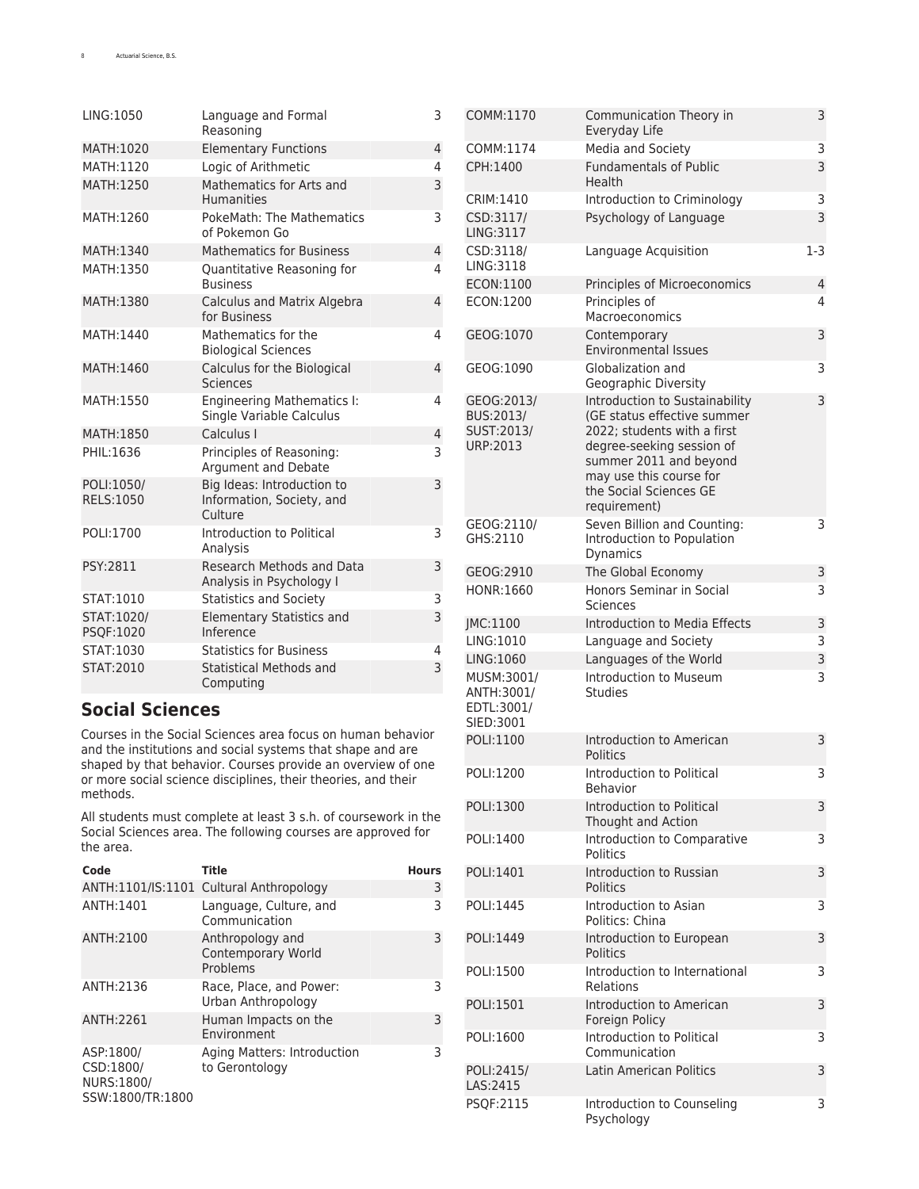| | | |
|---|---|---|
| LING:1050 | Language and Formal Reasoning | 3 |
| MATH:1020 | Elementary Functions | 4 |
| MATH:1120 | Logic of Arithmetic | 4 |
| MATH:1250 | Mathematics for Arts and Humanities | 3 |
| MATH:1260 | PokeMath: The Mathematics of Pokemon Go | 3 |
| MATH:1340 | Mathematics for Business | 4 |
| MATH:1350 | Quantitative Reasoning for Business | 4 |
| MATH:1380 | Calculus and Matrix Algebra for Business | 4 |
| MATH:1440 | Mathematics for the Biological Sciences | 4 |
| MATH:1460 | Calculus for the Biological Sciences | 4 |
| MATH:1550 | Engineering Mathematics I: Single Variable Calculus | 4 |
| MATH:1850 | Calculus I | 4 |
| PHIL:1636 | Principles of Reasoning: Argument and Debate | 3 |
| POLI:1050/ RELS:1050 | Big Ideas: Introduction to Information, Society, and Culture | 3 |
| POLI:1700 | Introduction to Political Analysis | 3 |
| PSY:2811 | Research Methods and Data Analysis in Psychology I | 3 |
| STAT:1010 | Statistics and Society | 3 |
| STAT:1020/ PSQF:1020 | Elementary Statistics and Inference | 3 |
| STAT:1030 | Statistics for Business | 4 |
| STAT:2010 | Statistical Methods and Computing | 3 |

## Social Sciences

Courses in the Social Sciences area focus on human behavior and the institutions and social systems that shape and are shaped by that behavior. Courses provide an overview of one or more social science disciplines, their theories, and their methods.

All students must complete at least 3 s.h. of coursework in the Social Sciences area. The following courses are approved for the area.

| Code | Title | Hours |
|---|---|---|
| ANTH:1101/IS:1101 | Cultural Anthropology | 3 |
| ANTH:1401 | Language, Culture, and Communication | 3 |
| ANTH:2100 | Anthropology and Contemporary World Problems | 3 |
| ANTH:2136 | Race, Place, and Power: Urban Anthropology | 3 |
| ANTH:2261 | Human Impacts on the Environment | 3 |
| ASP:1800/ CSD:1800/ NURS:1800/ SSW:1800/TR:1800 | Aging Matters: Introduction to Gerontology | 3 |
| COMM:1170 | Communication Theory in Everyday Life | 3 |
| COMM:1174 | Media and Society | 3 |
| CPH:1400 | Fundamentals of Public Health | 3 |
| CRIM:1410 | Introduction to Criminology | 3 |
| CSD:3117/ LING:3117 | Psychology of Language | 3 |
| CSD:3118/ LING:3118 | Language Acquisition | 1-3 |
| ECON:1100 | Principles of Microeconomics | 4 |
| ECON:1200 | Principles of Macroeconomics | 4 |
| GEOG:1070 | Contemporary Environmental Issues | 3 |
| GEOG:1090 | Globalization and Geographic Diversity | 3 |
| GEOG:2013/ BUS:2013/ SUST:2013/ URP:2013 | Introduction to Sustainability (GE status effective summer 2022; students with a first degree-seeking session of summer 2011 and beyond may use this course for the Social Sciences GE requirement) | 3 |
| GEOG:2110/ GHS:2110 | Seven Billion and Counting: Introduction to Population Dynamics | 3 |
| GEOG:2910 | The Global Economy | 3 |
| HONR:1660 | Honors Seminar in Social Sciences | 3 |
| JMC:1100 | Introduction to Media Effects | 3 |
| LING:1010 | Language and Society | 3 |
| LING:1060 | Languages of the World | 3 |
| MUSM:3001/ ANTH:3001/ EDTL:3001/ SIED:3001 | Introduction to Museum Studies | 3 |
| POLI:1100 | Introduction to American Politics | 3 |
| POLI:1200 | Introduction to Political Behavior | 3 |
| POLI:1300 | Introduction to Political Thought and Action | 3 |
| POLI:1400 | Introduction to Comparative Politics | 3 |
| POLI:1401 | Introduction to Russian Politics | 3 |
| POLI:1445 | Introduction to Asian Politics: China | 3 |
| POLI:1449 | Introduction to European Politics | 3 |
| POLI:1500 | Introduction to International Relations | 3 |
| POLI:1501 | Introduction to American Foreign Policy | 3 |
| POLI:1600 | Introduction to Political Communication | 3 |
| POLI:2415/ LAS:2415 | Latin American Politics | 3 |
| PSQF:2115 | Introduction to Counseling Psychology | 3 |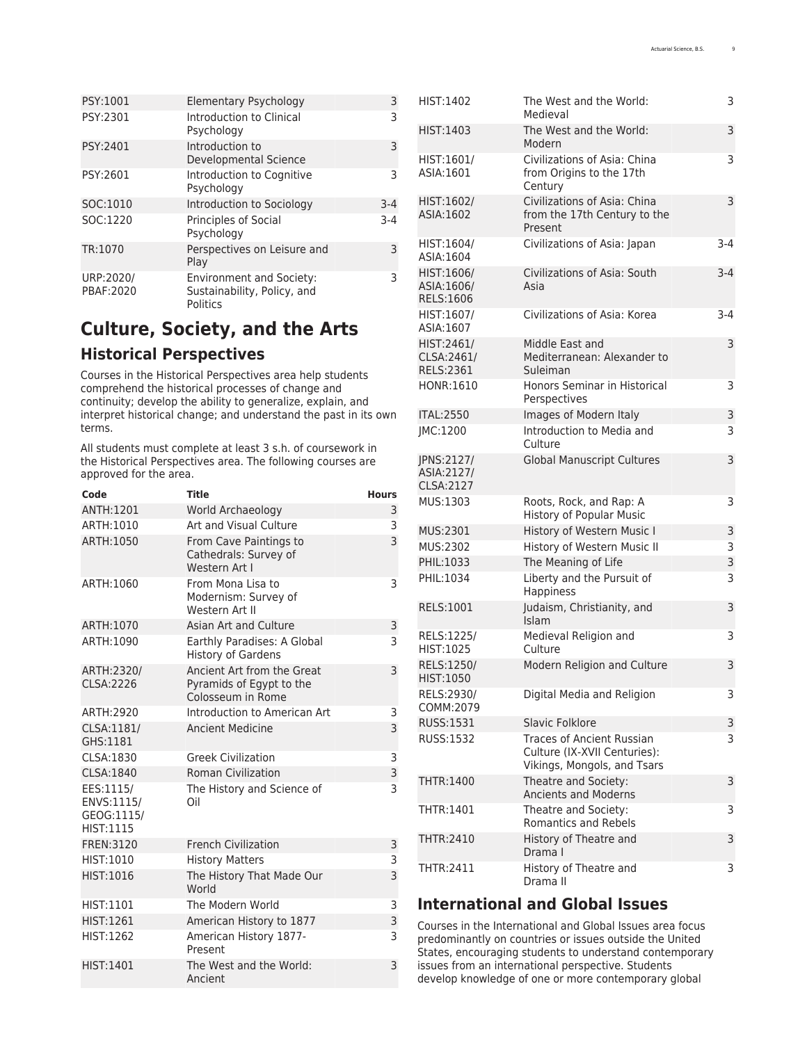| Code | Title | Hours |
| --- | --- | --- |
| PSY:1001 | Elementary Psychology | 3 |
| PSY:2301 | Introduction to Clinical Psychology | 3 |
| PSY:2401 | Introduction to Developmental Science | 3 |
| PSY:2601 | Introduction to Cognitive Psychology | 3 |
| SOC:1010 | Introduction to Sociology | 3-4 |
| SOC:1220 | Principles of Social Psychology | 3-4 |
| TR:1070 | Perspectives on Leisure and Play | 3 |
| URP:2020/ PBAF:2020 | Environment and Society: Sustainability, Policy, and Politics | 3 |

# Culture, Society, and the Arts

## Historical Perspectives

Courses in the Historical Perspectives area help students comprehend the historical processes of change and continuity; develop the ability to generalize, explain, and interpret historical change; and understand the past in its own terms.

All students must complete at least 3 s.h. of coursework in the Historical Perspectives area. The following courses are approved for the area.

| Code | Title | Hours |
| --- | --- | --- |
| ANTH:1201 | World Archaeology | 3 |
| ARTH:1010 | Art and Visual Culture | 3 |
| ARTH:1050 | From Cave Paintings to Cathedrals: Survey of Western Art I | 3 |
| ARTH:1060 | From Mona Lisa to Modernism: Survey of Western Art II | 3 |
| ARTH:1070 | Asian Art and Culture | 3 |
| ARTH:1090 | Earthly Paradises: A Global History of Gardens | 3 |
| ARTH:2320/ CLSA:2226 | Ancient Art from the Great Pyramids of Egypt to the Colosseum in Rome | 3 |
| ARTH:2920 | Introduction to American Art | 3 |
| CLSA:1181/ GHS:1181 | Ancient Medicine | 3 |
| CLSA:1830 | Greek Civilization | 3 |
| CLSA:1840 | Roman Civilization | 3 |
| EES:1115/ ENVS:1115/ GEOG:1115/ HIST:1115 | The History and Science of Oil | 3 |
| FREN:3120 | French Civilization | 3 |
| HIST:1010 | History Matters | 3 |
| HIST:1016 | The History That Made Our World | 3 |
| HIST:1101 | The Modern World | 3 |
| HIST:1261 | American History to 1877 | 3 |
| HIST:1262 | American History 1877-Present | 3 |
| HIST:1401 | The West and the World: Ancient | 3 |
| HIST:1402 | The West and the World: Medieval | 3 |
| HIST:1403 | The West and the World: Modern | 3 |
| HIST:1601/ ASIA:1601 | Civilizations of Asia: China from Origins to the 17th Century | 3 |
| HIST:1602/ ASIA:1602 | Civilizations of Asia: China from the 17th Century to the Present | 3 |
| HIST:1604/ ASIA:1604 | Civilizations of Asia: Japan | 3-4 |
| HIST:1606/ ASIA:1606/ RELS:1606 | Civilizations of Asia: South Asia | 3-4 |
| HIST:1607/ ASIA:1607 | Civilizations of Asia: Korea | 3-4 |
| HIST:2461/ CLSA:2461/ RELS:2361 | Middle East and Mediterranean: Alexander to Suleiman | 3 |
| HONR:1610 | Honors Seminar in Historical Perspectives | 3 |
| ITAL:2550 | Images of Modern Italy | 3 |
| JMC:1200 | Introduction to Media and Culture | 3 |
| JPNS:2127/ ASIA:2127/ CLSA:2127 | Global Manuscript Cultures | 3 |
| MUS:1303 | Roots, Rock, and Rap: A History of Popular Music | 3 |
| MUS:2301 | History of Western Music I | 3 |
| MUS:2302 | History of Western Music II | 3 |
| PHIL:1033 | The Meaning of Life | 3 |
| PHIL:1034 | Liberty and the Pursuit of Happiness | 3 |
| RELS:1001 | Judaism, Christianity, and Islam | 3 |
| RELS:1225/ HIST:1025 | Medieval Religion and Culture | 3 |
| RELS:1250/ HIST:1050 | Modern Religion and Culture | 3 |
| RELS:2930/ COMM:2079 | Digital Media and Religion | 3 |
| RUSS:1531 | Slavic Folklore | 3 |
| RUSS:1532 | Traces of Ancient Russian Culture (IX-XVII Centuries): Vikings, Mongols, and Tsars | 3 |
| THTR:1400 | Theatre and Society: Ancients and Moderns | 3 |
| THTR:1401 | Theatre and Society: Romantics and Rebels | 3 |
| THTR:2410 | History of Theatre and Drama I | 3 |
| THTR:2411 | History of Theatre and Drama II | 3 |

## International and Global Issues

Courses in the International and Global Issues area focus predominantly on countries or issues outside the United States, encouraging students to understand contemporary issues from an international perspective. Students develop knowledge of one or more contemporary global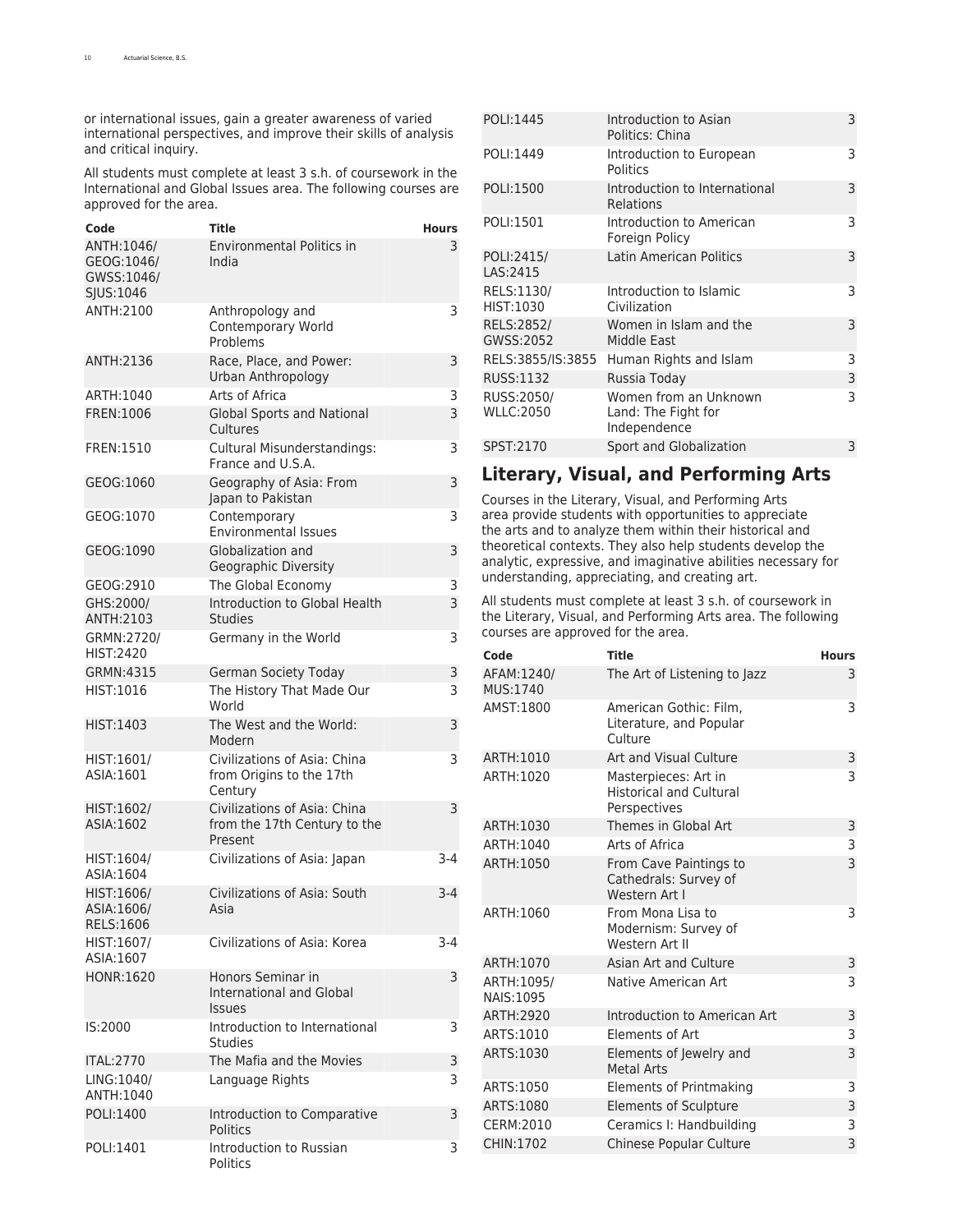or international issues, gain a greater awareness of varied international perspectives, and improve their skills of analysis and critical inquiry.

All students must complete at least 3 s.h. of coursework in the International and Global Issues area. The following courses are approved for the area.

| Code | Title | Hours |
| --- | --- | --- |
| ANTH:1046/ GEOG:1046/ GWSS:1046/ SJUS:1046 | Environmental Politics in India | 3 |
| ANTH:2100 | Anthropology and Contemporary World Problems | 3 |
| ANTH:2136 | Race, Place, and Power: Urban Anthropology | 3 |
| ARTH:1040 | Arts of Africa | 3 |
| FREN:1006 | Global Sports and National Cultures | 3 |
| FREN:1510 | Cultural Misunderstandings: France and U.S.A. | 3 |
| GEOG:1060 | Geography of Asia: From Japan to Pakistan | 3 |
| GEOG:1070 | Contemporary Environmental Issues | 3 |
| GEOG:1090 | Globalization and Geographic Diversity | 3 |
| GEOG:2910 | The Global Economy | 3 |
| GHS:2000/ ANTH:2103 | Introduction to Global Health Studies | 3 |
| GRMN:2720/ HIST:2420 | Germany in the World | 3 |
| GRMN:4315 | German Society Today | 3 |
| HIST:1016 | The History That Made Our World | 3 |
| HIST:1403 | The West and the World: Modern | 3 |
| HIST:1601/ ASIA:1601 | Civilizations of Asia: China from Origins to the 17th Century | 3 |
| HIST:1602/ ASIA:1602 | Civilizations of Asia: China from the 17th Century to the Present | 3 |
| HIST:1604/ ASIA:1604 | Civilizations of Asia: Japan | 3-4 |
| HIST:1606/ ASIA:1606/ RELS:1606 | Civilizations of Asia: South Asia | 3-4 |
| HIST:1607/ ASIA:1607 | Civilizations of Asia: Korea | 3-4 |
| HONR:1620 | Honors Seminar in International and Global Issues | 3 |
| IS:2000 | Introduction to International Studies | 3 |
| ITAL:2770 | The Mafia and the Movies | 3 |
| LING:1040/ ANTH:1040 | Language Rights | 3 |
| POLI:1400 | Introduction to Comparative Politics | 3 |
| POLI:1401 | Introduction to Russian Politics | 3 |
| POLI:1445 | Introduction to Asian Politics: China | 3 |
| POLI:1449 | Introduction to European Politics | 3 |
| POLI:1500 | Introduction to International Relations | 3 |
| POLI:1501 | Introduction to American Foreign Policy | 3 |
| POLI:2415/ LAS:2415 | Latin American Politics | 3 |
| RELS:1130/ HIST:1030 | Introduction to Islamic Civilization | 3 |
| RELS:2852/ GWSS:2052 | Women in Islam and the Middle East | 3 |
| RELS:3855/IS:3855 | Human Rights and Islam | 3 |
| RUSS:1132 | Russia Today | 3 |
| RUSS:2050/ WLLC:2050 | Women from an Unknown Land: The Fight for Independence | 3 |
| SPST:2170 | Sport and Globalization | 3 |

## Literary, Visual, and Performing Arts

Courses in the Literary, Visual, and Performing Arts area provide students with opportunities to appreciate the arts and to analyze them within their historical and theoretical contexts. They also help students develop the analytic, expressive, and imaginative abilities necessary for understanding, appreciating, and creating art.

All students must complete at least 3 s.h. of coursework in the Literary, Visual, and Performing Arts area. The following courses are approved for the area.

| Code | Title | Hours |
| --- | --- | --- |
| AFAM:1240/ MUS:1740 | The Art of Listening to Jazz | 3 |
| AMST:1800 | American Gothic: Film, Literature, and Popular Culture | 3 |
| ARTH:1010 | Art and Visual Culture | 3 |
| ARTH:1020 | Masterpieces: Art in Historical and Cultural Perspectives | 3 |
| ARTH:1030 | Themes in Global Art | 3 |
| ARTH:1040 | Arts of Africa | 3 |
| ARTH:1050 | From Cave Paintings to Cathedrals: Survey of Western Art I | 3 |
| ARTH:1060 | From Mona Lisa to Modernism: Survey of Western Art II | 3 |
| ARTH:1070 | Asian Art and Culture | 3 |
| ARTH:1095/ NAIS:1095 | Native American Art | 3 |
| ARTH:2920 | Introduction to American Art | 3 |
| ARTS:1010 | Elements of Art | 3 |
| ARTS:1030 | Elements of Jewelry and Metal Arts | 3 |
| ARTS:1050 | Elements of Printmaking | 3 |
| ARTS:1080 | Elements of Sculpture | 3 |
| CERM:2010 | Ceramics I: Handbuilding | 3 |
| CHIN:1702 | Chinese Popular Culture | 3 |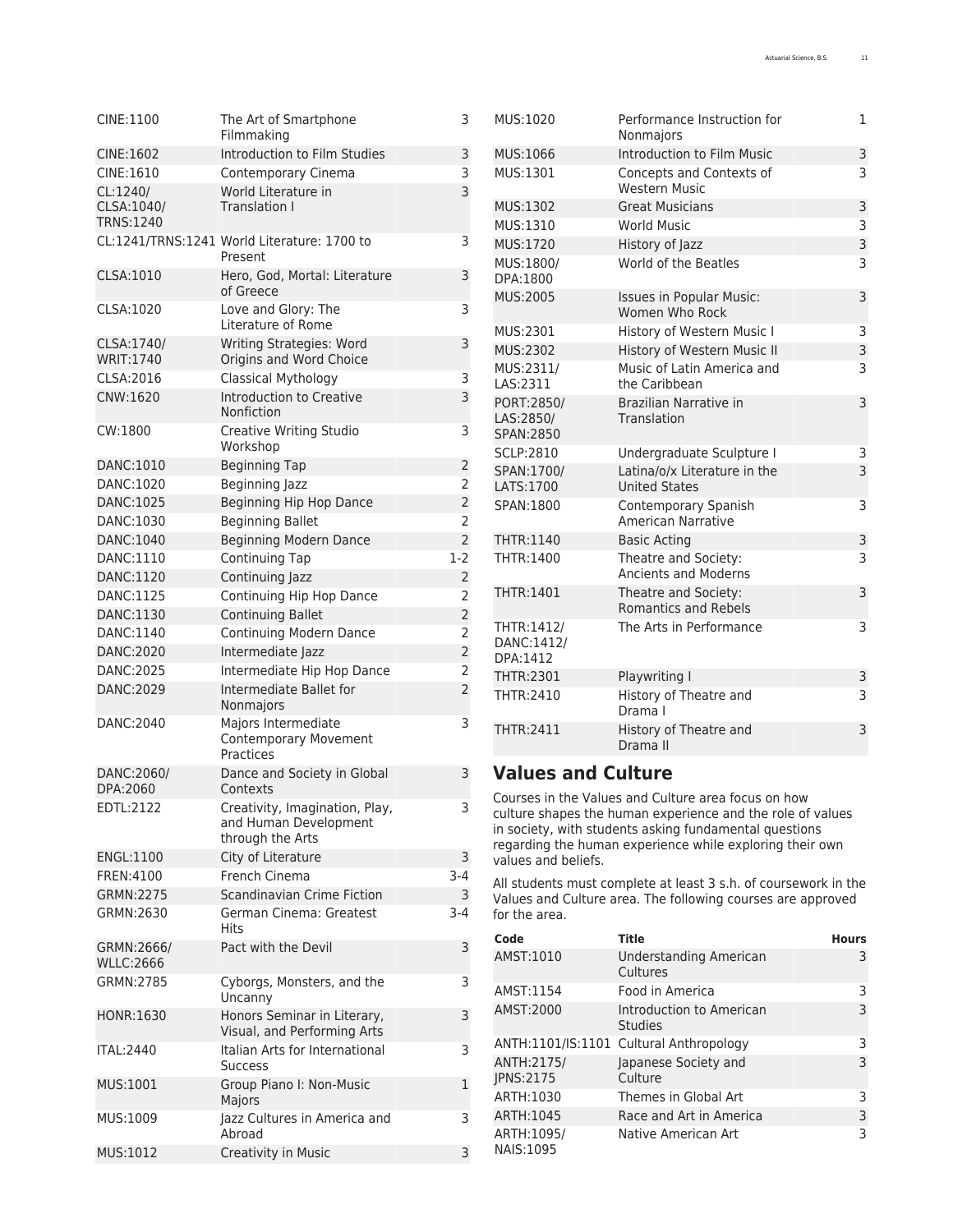| | | |
|---|---|---|
| CINE:1100 | The Art of Smartphone Filmmaking | 3 |
| CINE:1602 | Introduction to Film Studies | 3 |
| CINE:1610 | Contemporary Cinema | 3 |
| CL:1240/ CLSA:1040/ TRNS:1240 | World Literature in Translation I | 3 |
| CL:1241/TRNS:1241 | World Literature: 1700 to Present | 3 |
| CLSA:1010 | Hero, God, Mortal: Literature of Greece | 3 |
| CLSA:1020 | Love and Glory: The Literature of Rome | 3 |
| CLSA:1740/ WRIT:1740 | Writing Strategies: Word Origins and Word Choice | 3 |
| CLSA:2016 | Classical Mythology | 3 |
| CNW:1620 | Introduction to Creative Nonfiction | 3 |
| CW:1800 | Creative Writing Studio Workshop | 3 |
| DANC:1010 | Beginning Tap | 2 |
| DANC:1020 | Beginning Jazz | 2 |
| DANC:1025 | Beginning Hip Hop Dance | 2 |
| DANC:1030 | Beginning Ballet | 2 |
| DANC:1040 | Beginning Modern Dance | 2 |
| DANC:1110 | Continuing Tap | 1-2 |
| DANC:1120 | Continuing Jazz | 2 |
| DANC:1125 | Continuing Hip Hop Dance | 2 |
| DANC:1130 | Continuing Ballet | 2 |
| DANC:1140 | Continuing Modern Dance | 2 |
| DANC:2020 | Intermediate Jazz | 2 |
| DANC:2025 | Intermediate Hip Hop Dance | 2 |
| DANC:2029 | Intermediate Ballet for Nonmajors | 2 |
| DANC:2040 | Majors Intermediate Contemporary Movement Practices | 3 |
| DANC:2060/ DPA:2060 | Dance and Society in Global Contexts | 3 |
| EDTL:2122 | Creativity, Imagination, Play, and Human Development through the Arts | 3 |
| ENGL:1100 | City of Literature | 3 |
| FREN:4100 | French Cinema | 3-4 |
| GRMN:2275 | Scandinavian Crime Fiction | 3 |
| GRMN:2630 | German Cinema: Greatest Hits | 3-4 |
| GRMN:2666/ WLLC:2666 | Pact with the Devil | 3 |
| GRMN:2785 | Cyborgs, Monsters, and the Uncanny | 3 |
| HONR:1630 | Honors Seminar in Literary, Visual, and Performing Arts | 3 |
| ITAL:2440 | Italian Arts for International Success | 3 |
| MUS:1001 | Group Piano I: Non-Music Majors | 1 |
| MUS:1009 | Jazz Cultures in America and Abroad | 3 |
| MUS:1012 | Creativity in Music | 3 |
| MUS:1020 | Performance Instruction for Nonmajors | 1 |
| MUS:1066 | Introduction to Film Music | 3 |
| MUS:1301 | Concepts and Contexts of Western Music | 3 |
| MUS:1302 | Great Musicians | 3 |
| MUS:1310 | World Music | 3 |
| MUS:1720 | History of Jazz | 3 |
| MUS:1800/ DPA:1800 | World of the Beatles | 3 |
| MUS:2005 | Issues in Popular Music: Women Who Rock | 3 |
| MUS:2301 | History of Western Music I | 3 |
| MUS:2302 | History of Western Music II | 3 |
| MUS:2311/ LAS:2311 | Music of Latin America and the Caribbean | 3 |
| PORT:2850/ LAS:2850/ SPAN:2850 | Brazilian Narrative in Translation | 3 |
| SCLP:2810 | Undergraduate Sculpture I | 3 |
| SPAN:1700/ LATS:1700 | Latina/o/x Literature in the United States | 3 |
| SPAN:1800 | Contemporary Spanish American Narrative | 3 |
| THTR:1140 | Basic Acting | 3 |
| THTR:1400 | Theatre and Society: Ancients and Moderns | 3 |
| THTR:1401 | Theatre and Society: Romantics and Rebels | 3 |
| THTR:1412/ DANC:1412/ DPA:1412 | The Arts in Performance | 3 |
| THTR:2301 | Playwriting I | 3 |
| THTR:2410 | History of Theatre and Drama I | 3 |
| THTR:2411 | History of Theatre and Drama II | 3 |

## Values and Culture

Courses in the Values and Culture area focus on how culture shapes the human experience and the role of values in society, with students asking fundamental questions regarding the human experience while exploring their own values and beliefs.

All students must complete at least 3 s.h. of coursework in the Values and Culture area. The following courses are approved for the area.

| Code | Title | Hours |
|---|---|---|
| AMST:1010 | Understanding American Cultures | 3 |
| AMST:1154 | Food in America | 3 |
| AMST:2000 | Introduction to American Studies | 3 |
| ANTH:1101/IS:1101 | Cultural Anthropology | 3 |
| ANTH:2175/ JPNS:2175 | Japanese Society and Culture | 3 |
| ARTH:1030 | Themes in Global Art | 3 |
| ARTH:1045 | Race and Art in America | 3 |
| ARTH:1095/ NAIS:1095 | Native American Art | 3 |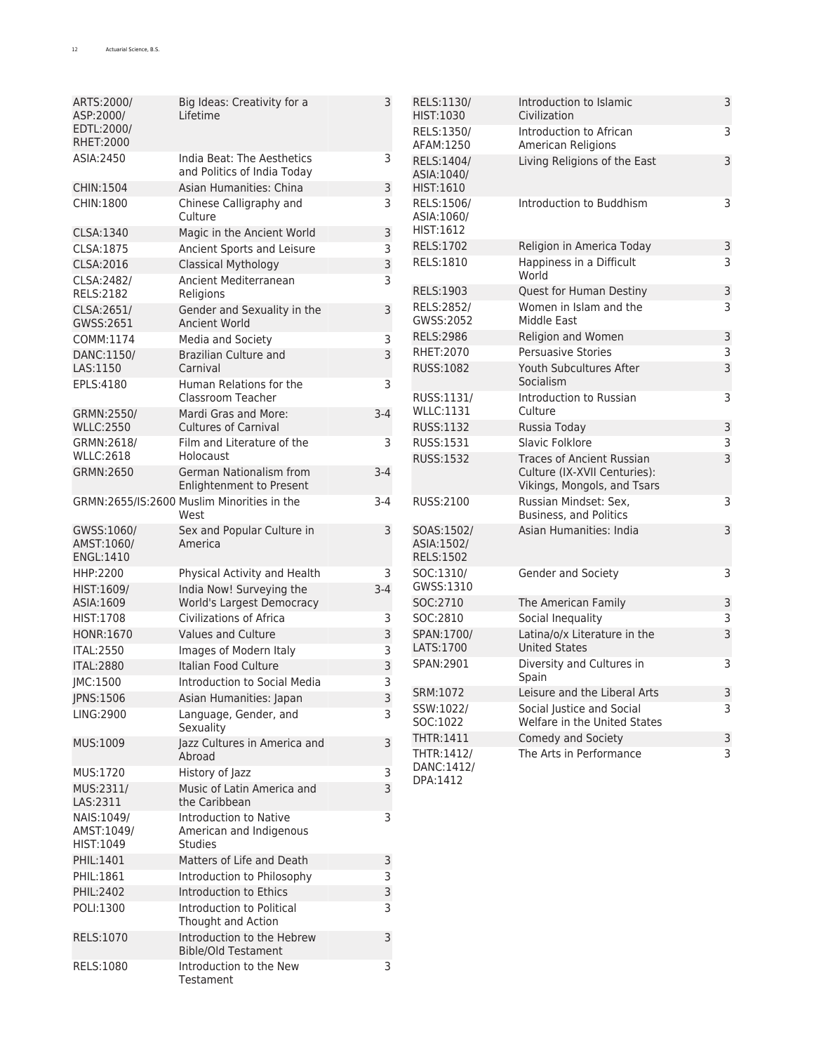| | | |
|---|---|---|
| ARTS:2000/ ASP:2000/ EDTL:2000/ RHET:2000 | Big Ideas: Creativity for a Lifetime | 3 |
| ASIA:2450 | India Beat: The Aesthetics and Politics of India Today | 3 |
| CHIN:1504 | Asian Humanities: China | 3 |
| CHIN:1800 | Chinese Calligraphy and Culture | 3 |
| CLSA:1340 | Magic in the Ancient World | 3 |
| CLSA:1875 | Ancient Sports and Leisure | 3 |
| CLSA:2016 | Classical Mythology | 3 |
| CLSA:2482/ RELS:2182 | Ancient Mediterranean Religions | 3 |
| CLSA:2651/ GWSS:2651 | Gender and Sexuality in the Ancient World | 3 |
| COMM:1174 | Media and Society | 3 |
| DANC:1150/ LAS:1150 | Brazilian Culture and Carnival | 3 |
| EPLS:4180 | Human Relations for the Classroom Teacher | 3 |
| GRMN:2550/ WLLC:2550 | Mardi Gras and More: Cultures of Carnival | 3-4 |
| GRMN:2618/ WLLC:2618 | Film and Literature of the Holocaust | 3 |
| GRMN:2650 | German Nationalism from Enlightenment to Present | 3-4 |
| GRMN:2655/IS:2600 | Muslim Minorities in the West | 3-4 |
| GWSS:1060/ AMST:1060/ ENGL:1410 | Sex and Popular Culture in America | 3 |
| HHP:2200 | Physical Activity and Health | 3 |
| HIST:1609/ ASIA:1609 | India Now! Surveying the World's Largest Democracy | 3-4 |
| HIST:1708 | Civilizations of Africa | 3 |
| HONR:1670 | Values and Culture | 3 |
| ITAL:2550 | Images of Modern Italy | 3 |
| ITAL:2880 | Italian Food Culture | 3 |
| JMC:1500 | Introduction to Social Media | 3 |
| JPNS:1506 | Asian Humanities: Japan | 3 |
| LING:2900 | Language, Gender, and Sexuality | 3 |
| MUS:1009 | Jazz Cultures in America and Abroad | 3 |
| MUS:1720 | History of Jazz | 3 |
| MUS:2311/ LAS:2311 | Music of Latin America and the Caribbean | 3 |
| NAIS:1049/ AMST:1049/ HIST:1049 | Introduction to Native American and Indigenous Studies | 3 |
| PHIL:1401 | Matters of Life and Death | 3 |
| PHIL:1861 | Introduction to Philosophy | 3 |
| PHIL:2402 | Introduction to Ethics | 3 |
| POLI:1300 | Introduction to Political Thought and Action | 3 |
| RELS:1070 | Introduction to the Hebrew Bible/Old Testament | 3 |
| RELS:1080 | Introduction to the New Testament | 3 |
| RELS:1130/ HIST:1030 | Introduction to Islamic Civilization | 3 |
| RELS:1350/ AFAM:1250 | Introduction to African American Religions | 3 |
| RELS:1404/ ASIA:1040/ HIST:1610 | Living Religions of the East | 3 |
| RELS:1506/ ASIA:1060/ HIST:1612 | Introduction to Buddhism | 3 |
| RELS:1702 | Religion in America Today | 3 |
| RELS:1810 | Happiness in a Difficult World | 3 |
| RELS:1903 | Quest for Human Destiny | 3 |
| RELS:2852/ GWSS:2052 | Women in Islam and the Middle East | 3 |
| RELS:2986 | Religion and Women | 3 |
| RHET:2070 | Persuasive Stories | 3 |
| RUSS:1082 | Youth Subcultures After Socialism | 3 |
| RUSS:1131/ WLLC:1131 | Introduction to Russian Culture | 3 |
| RUSS:1132 | Russia Today | 3 |
| RUSS:1531 | Slavic Folklore | 3 |
| RUSS:1532 | Traces of Ancient Russian Culture (IX-XVII Centuries): Vikings, Mongols, and Tsars | 3 |
| RUSS:2100 | Russian Mindset: Sex, Business, and Politics | 3 |
| SOAS:1502/ ASIA:1502/ RELS:1502 | Asian Humanities: India | 3 |
| SOC:1310/ GWSS:1310 | Gender and Society | 3 |
| SOC:2710 | The American Family | 3 |
| SOC:2810 | Social Inequality | 3 |
| SPAN:1700/ LATS:1700 | Latina/o/x Literature in the United States | 3 |
| SPAN:2901 | Diversity and Cultures in Spain | 3 |
| SRM:1072 | Leisure and the Liberal Arts | 3 |
| SSW:1022/ SOC:1022 | Social Justice and Social Welfare in the United States | 3 |
| THTR:1411 | Comedy and Society | 3 |
| THTR:1412/ DANC:1412/ DPA:1412 | The Arts in Performance | 3 |